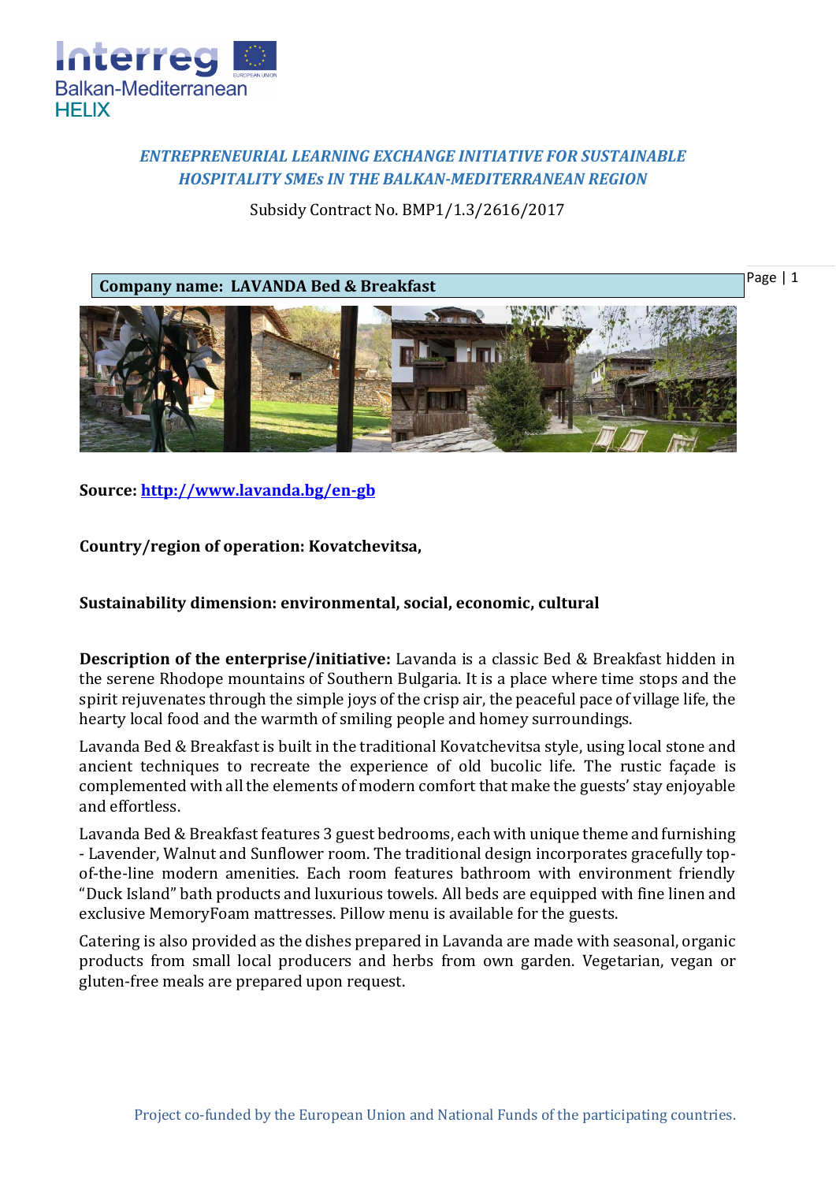*ENTREPRENEURIAL LEARNING EXCHANGE INITIATIVE FOR SUSTAINABLE HOSPITALITY SMEs IN THE BALKAN-MEDITERRANEAN REGION*

Subsidy Contract No. BMP1/1.3/2616/2017

**Company name: LAVANDA Bed & Breakfast**

**Source: [http://www.lavanda.bg/en-gb](http://www.lavanda.bg/en-gb)**

**Country/region of operation: Kovatchevitsa,**

**Sustainability dimension: environmental, social, economic, cultural**

**Description of the enterprise/initiative:** Lavanda is a classic Bed & Breakfast hidden in the serene Rhodope mountains of Southern Bulgaria. It is a place where time stops and the spirit rejuvenates through the simple joys of the crisp air, the peaceful pace of village life, the hearty local food and the warmth of smiling people and homey surroundings.

Lavanda Bed & Breakfast is built in the traditional Kovatchevitsa style, using local stone and ancient techniques to recreate the experience of old bucolic life. The rustic façade is complemented with all the elements of modern comfort that make the guests' stay enjoyable and effortless.

Lavanda Bed & Breakfast features 3 guest bedrooms, each with unique theme and furnishing - Lavender, Walnut and Sunflower room. The traditional design incorporates gracefully top-of-the-line modern amenities. Each room features bathroom with environment friendly "Duck Island" bath products and luxurious towels. All beds are equipped with fine linen and exclusive MemoryFoam mattresses. Pillow menu is available for the guests.

Catering is also provided as the dishes prepared in Lavanda are made with seasonal, organic products from small local producers and herbs from own garden. Vegetarian, vegan or gluten-free meals are prepared upon request.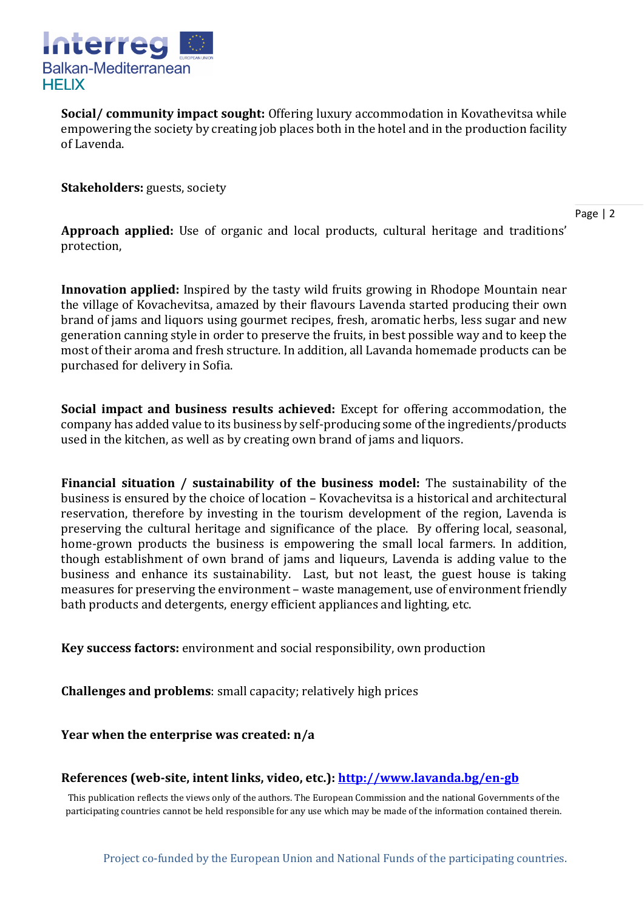**Social/ community impact sought:** Offering luxury accommodation in Kovathevitsa while empowering the society by creating job places both in the hotel and in the production facility of Lavenda.

**Stakeholders:** guests, society

**Approach applied:** Use of organic and local products, cultural heritage and traditions' protection,

**Innovation applied:** Inspired by the tasty wild fruits growing in Rhodope Mountain near the village of Kovachevitsa, amazed by their flavours Lavenda started producing their own brand of jams and liquors using gourmet recipes, fresh, aromatic herbs, less sugar and new generation canning style in order to preserve the fruits, in best possible way and to keep the most of their aroma and fresh structure. In addition, all Lavanda homemade products can be purchased for delivery in Sofia.

**Social impact and business results achieved:** Except for offering accommodation, the company has added value to its business by self-producing some of the ingredients/products used in the kitchen, as well as by creating own brand of jams and liquors.

**Financial situation / sustainability of the business model:** The sustainability of the business is ensured by the choice of location – Kovachevitsa is a historical and architectural reservation, therefore by investing in the tourism development of the region, Lavenda is preserving the cultural heritage and significance of the place. By offering local, seasonal, home-grown products the business is empowering the small local farmers. In addition, though establishment of own brand of jams and liqueurs, Lavenda is adding value to the business and enhance its sustainability. Last, but not least, the guest house is taking measures for preserving the environment – waste management, use of environment friendly bath products and detergents, energy efficient appliances and lighting, etc.

**Key success factors:** environment and social responsibility, own production

**Challenges and problems**: small capacity; relatively high prices

**Year when the enterprise was created: n/a**

**References (web-site, intent links, video, etc.): http://www.lavanda.bg/en-gb**

This publication reflects the views only of the authors. The European Commission and the national Governments of the participating countries cannot be held responsible for any use which may be made of the information contained therein.